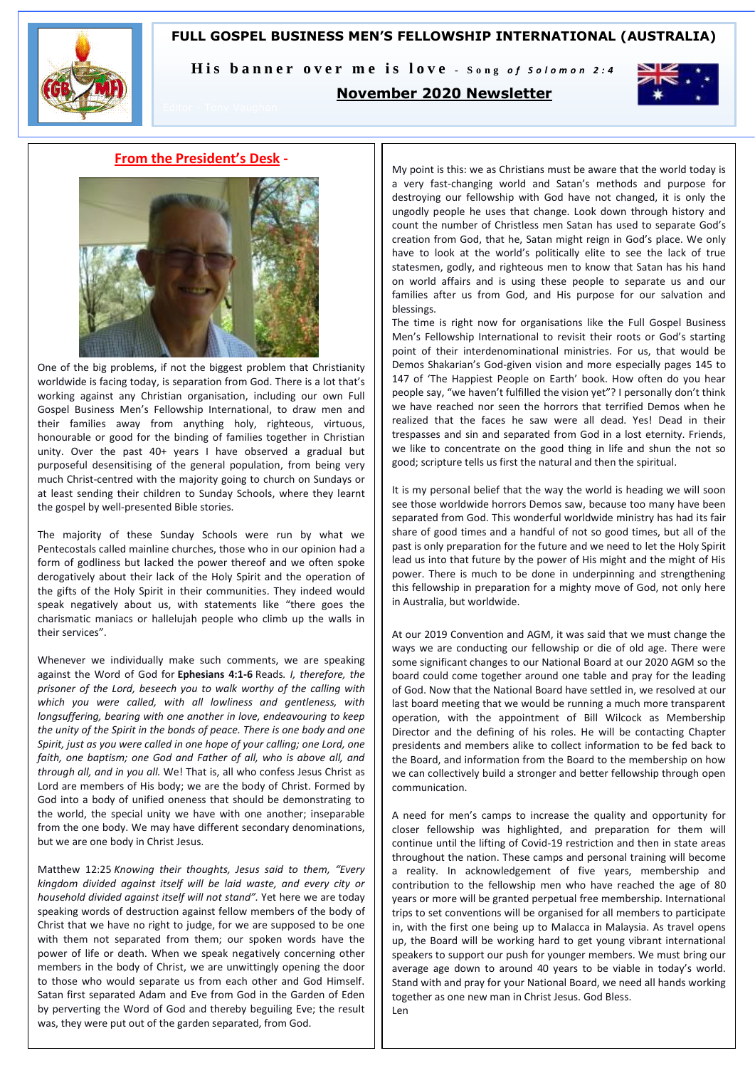# FULL GOSPEL BUSINESS MEN'S FELLOWSHIP INTERNATIONAL (AUSTRALIA)

**His banner over me is love** - *Song of Solomon 2:4*

## November 2020 Newsletter

Editor - Tony Vaughan

## From the President's Desk -

One of the big problems, if not the biggest problem that Christianity worldwide is facing today, is separation from God. There is a lot that's working against any Christian organisation, including our own Full Gospel Business Men's Fellowship International, to draw men and their families away from anything holy, righteous, virtuous, honourable or good for the binding of families together in Christian unity. Over the past 40+ years I have observed a gradual but purposeful desensitising of the general population, from being very much Christ-centred with the majority going to church on Sundays or at least sending their children to Sunday Schools, where they learnt the gospel by well-presented Bible stories.

The majority of these Sunday Schools were run by what we Pentecostals called mainline churches, those who in our opinion had a form of godliness but lacked the power thereof and we often spoke derogatively about their lack of the Holy Spirit and the operation of the gifts of the Holy Spirit in their communities. They indeed would speak negatively about us, with statements like "there goes the charismatic maniacs or hallelujah people who climb up the walls in their services".

Whenever we individually make such comments, we are speaking against the Word of God for **Ephesians 4:1-6** Reads. *I, therefore, the prisoner of the Lord, beseech you to walk worthy of the calling with which you were called, with all lowliness and gentleness, with longsuffering, bearing with one another in love, endeavouring to keep the unity of the Spirit in the bonds of peace. There is one body and one Spirit, just as you were called in one hope of your calling; one Lord, one faith, one baptism; one God and Father of all, who is above all, and through all, and in you all.* We! That is, all who confess Jesus Christ as Lord are members of His body; we are the body of Christ. Formed by God into a body of unified oneness that should be demonstrating to the world, the special unity we have with one another; inseparable from the one body. We may have different secondary denominations, but we are one body in Christ Jesus.

Matthew 12:25 *Knowing their thoughts, Jesus said to them, "Every kingdom divided against itself will be laid waste, and every city or household divided against itself will not stand".* Yet here we are today speaking words of destruction against fellow members of the body of Christ that we have no right to judge, for we are supposed to be one with them not separated from them; our spoken words have the power of life or death. When we speak negatively concerning other members in the body of Christ, we are unwittingly opening the door to those who would separate us from each other and God Himself. Satan first separated Adam and Eve from God in the Garden of Eden by perverting the Word of God and thereby beguiling Eve; the result was, they were put out of the garden separated, from God.

My point is this: we as Christians must be aware that the world today is a very fast-changing world and Satan's methods and purpose for destroying our fellowship with God have not changed, it is only the ungodly people he uses that change. Look down through history and count the number of Christless men Satan has used to separate God's creation from God, that he, Satan might reign in God's place. We only have to look at the world's politically elite to see the lack of true statesmen, godly, and righteous men to know that Satan has his hand on world affairs and is using these people to separate us and our families after us from God, and His purpose for our salvation and blessings.

The time is right now for organisations like the Full Gospel Business Men's Fellowship International to revisit their roots or God's starting point of their interdenominational ministries. For us, that would be Demos Shakarian's God-given vision and more especially pages 145 to 147 of 'The Happiest People on Earth' book. How often do you hear people say, "we haven't fulfilled the vision yet"? I personally don't think we have reached nor seen the horrors that terrified Demos when he realized that the faces he saw were all dead. Yes! Dead in their trespasses and sin and separated from God in a lost eternity. Friends, we like to concentrate on the good thing in life and shun the not so good; scripture tells us first the natural and then the spiritual.

It is my personal belief that the way the world is heading we will soon see those worldwide horrors Demos saw, because too many have been separated from God. This wonderful worldwide ministry has had its fair share of good times and a handful of not so good times, but all of the past is only preparation for the future and we need to let the Holy Spirit lead us into that future by the power of His might and the might of His power. There is much to be done in underpinning and strengthening this fellowship in preparation for a mighty move of God, not only here in Australia, but worldwide.

At our 2019 Convention and AGM, it was said that we must change the ways we are conducting our fellowship or die of old age. There were some significant changes to our National Board at our 2020 AGM so the board could come together around one table and pray for the leading of God. Now that the National Board have settled in, we resolved at our last board meeting that we would be running a much more transparent operation, with the appointment of Bill Wilcock as Membership Director and the defining of his roles. He will be contacting Chapter presidents and members alike to collect information to be fed back to the Board, and information from the Board to the membership on how we can collectively build a stronger and better fellowship through open communication.

A need for men's camps to increase the quality and opportunity for closer fellowship was highlighted, and preparation for them will continue until the lifting of Covid-19 restriction and then in state areas throughout the nation. These camps and personal training will become a reality. In acknowledgement of five years, membership and contribution to the fellowship men who have reached the age of 80 years or more will be granted perpetual free membership. International trips to set conventions will be organised for all members to participate in, with the first one being up to Malacca in Malaysia. As travel opens up, the Board will be working hard to get young vibrant international speakers to support our push for younger members. We must bring our average age down to around 40 years to be viable in today's world. Stand with and pray for your National Board, we need all hands working together as one new man in Christ Jesus. God Bless.

Len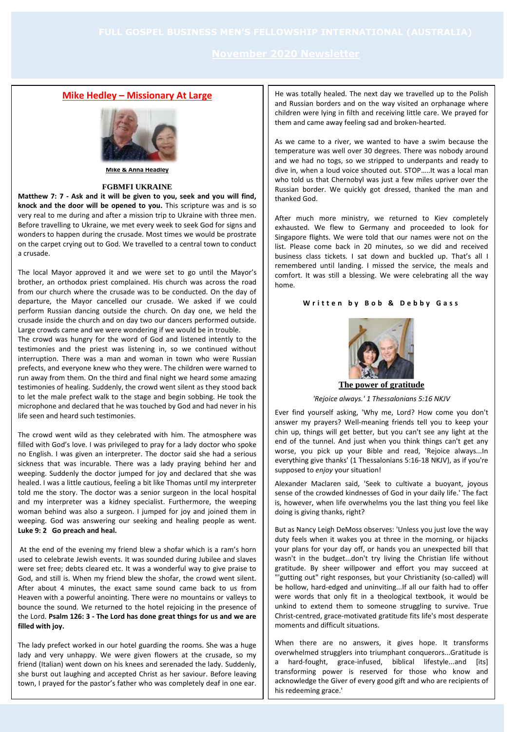# FULL GOSPEL BUSINESS MEN'S FELLOWSHIP INTERNATIONAL (AUSTRALIA)

## November 2020 Newsletter

## Mike Hedley – Missionary At Large

Mike & Anna Headley

### FGBMFI UKRAINE

**Matthew 7: 7 - Ask and it will be given to you, seek and you will find, knock and the door will be opened to you.** This scripture was and is so very real to me during and after a mission trip to Ukraine with three men. Before travelling to Ukraine, we met every week to seek God for signs and wonders to happen during the crusade. Most times we would be prostrate on the carpet crying out to God. We travelled to a central town to conduct a crusade.

The local Mayor approved it and we were set to go until the Mayor's brother, an orthodox priest complained. His church was across the road from our church where the crusade was to be conducted. On the day of departure, the Mayor cancelled our crusade. We asked if we could perform Russian dancing outside the church. On day one, we held the crusade inside the church and on day two our dancers performed outside. Large crowds came and we were wondering if we would be in trouble.

The crowd was hungry for the word of God and listened intently to the testimonies and the priest was listening in, so we continued without interruption. There was a man and woman in town who were Russian prefects, and everyone knew who they were. The children were warned to run away from them. On the third and final night we heard some amazing testimonies of healing. Suddenly, the crowd went silent as they stood back to let the male prefect walk to the stage and begin sobbing. He took the microphone and declared that he was touched by God and had never in his life seen and heard such testimonies.

The crowd went wild as they celebrated with him. The atmosphere was filled with God's love. I was privileged to pray for a lady doctor who spoke no English. I was given an interpreter. The doctor said she had a serious sickness that was incurable. There was a lady praying behind her and weeping. Suddenly the doctor jumped for joy and declared that she was healed. I was a little cautious, feeling a bit like Thomas until my interpreter told me the story. The doctor was a senior surgeon in the local hospital and my interpreter was a kidney specialist. Furthermore, the weeping woman behind was also a surgeon. I jumped for joy and joined them in weeping. God was answering our seeking and healing people as went. **Luke 9: 2 Go preach and heal.**

At the end of the evening my friend blew a shofar which is a ram's horn used to celebrate Jewish events. It was sounded during Jubilee and slaves were set free; debts cleared etc. It was a wonderful way to give praise to God, and still is. When my friend blew the shofar, the crowd went silent. After about 4 minutes, the exact same sound came back to us from Heaven with a powerful anointing. There were no mountains or valleys to bounce the sound. We returned to the hotel rejoicing in the presence of the Lord. **Psalm 126: 3 - The Lord has done great things for us and we are filled with joy.**

The lady prefect worked in our hotel guarding the rooms. She was a huge lady and very unhappy. We were given flowers at the crusade, so my friend (Italian) went down on his knees and serenaded the lady. Suddenly, she burst out laughing and accepted Christ as her saviour. Before leaving town, I prayed for the pastor's father who was completely deaf in one ear. He was totally healed. The next day we travelled up to the Polish and Russian borders and on the way visited an orphanage where children were lying in filth and receiving little care. We prayed for them and came away feeling sad and broken-hearted.

As we came to a river, we wanted to have a swim because the temperature was well over 30 degrees. There was nobody around and we had no togs, so we stripped to underpants and ready to dive in, when a loud voice shouted out. STOP…..It was a local man who told us that Chernobyl was just a few miles upriver over the Russian border. We quickly got dressed, thanked the man and thanked God.

After much more ministry, we returned to Kiev completely exhausted. We flew to Germany and proceeded to look for Singapore flights. We were told that our names were not on the list. Please come back in 20 minutes, so we did and received business class tickets. I sat down and buckled up. That's all I remembered until landing. I missed the service, the meals and comfort. It was still a blessing. We were celebrating all the way home.

**Written by Bob & Debby Gass**

## The power of gratitude

*'Rejoice always.' 1 Thessalonians 5:16 NKJV*

Ever find yourself asking, 'Why me, Lord? How come you don't answer my prayers? Well-meaning friends tell you to keep your chin up, things will get better, but you can't see any light at the end of the tunnel. And just when you think things can't get any worse, you pick up your Bible and read, 'Rejoice always...In everything give thanks' (1 Thessalonians 5:16-18 NKJV), as if you're supposed to *enjoy* your situation!

Alexander Maclaren said, 'Seek to cultivate a buoyant, joyous sense of the crowded kindnesses of God in your daily life.' The fact is, however, when life overwhelms you the last thing you feel like doing is giving thanks, right?

But as Nancy Leigh DeMoss observes: 'Unless you just love the way duty feels when it wakes you at three in the morning, or hijacks your plans for your day off, or hands you an unexpected bill that wasn't in the budget...don't try living the Christian life without gratitude. By sheer willpower and effort you may succeed at "'gutting out" right responses, but your Christianity (so-called) will be hollow, hard-edged and uninviting...If all our faith had to offer were words that only fit in a theological textbook, it would be unkind to extend them to someone struggling to survive. True Christ-centred, grace-motivated gratitude fits life's most desperate moments and difficult situations.

When there are no answers, it gives hope. It transforms overwhelmed strugglers into triumphant conquerors...Gratitude is a hard-fought, grace-infused, biblical lifestyle...and [its] transforming power is reserved for those who know and acknowledge the Giver of every good gift and who are recipients of his redeeming grace.'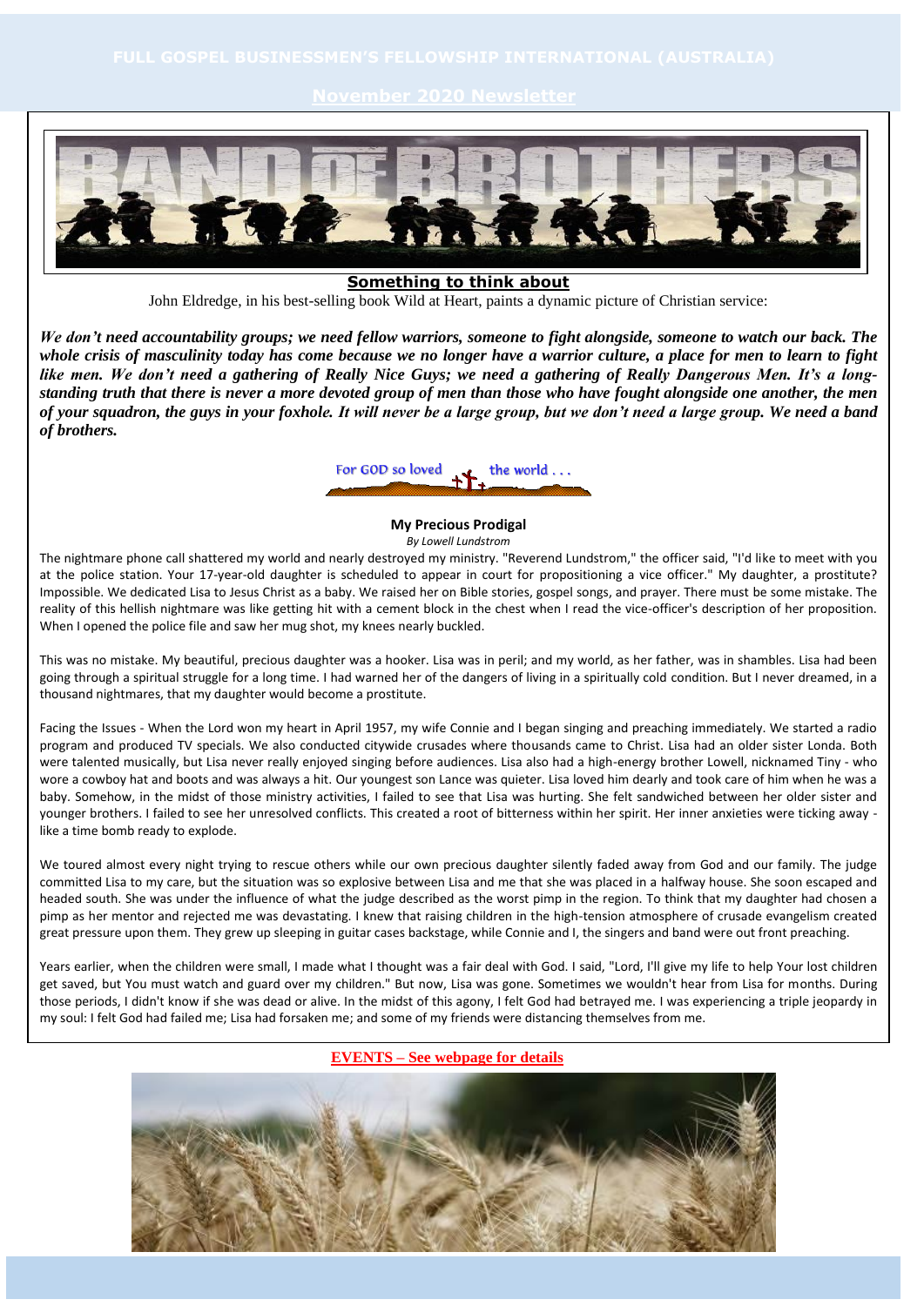FULL GOSPEL BUSINESSMEN'S FELLOWSHIP INTERNATIONAL (AUSTRALIA)

November 2020 Newsletter

## Something to think about

John Eldredge, in his best-selling book Wild at Heart, paints a dynamic picture of Christian service:

***We don't need accountability groups; we need fellow warriors, someone to fight alongside, someone to watch our back. The whole crisis of masculinity today has come because we no longer have a warrior culture, a place for men to learn to fight like men. We don't need a gathering of Really Nice Guys; we need a gathering of Really Dangerous Men. It's a long-standing truth that there is never a more devoted group of men than those who have fought alongside one another, the men of your squadron, the guys in your foxhole. It will never be a large group, but we don't need a large group. We need a band of brothers.***

For GOD so loved the world . . .

### My Precious Prodigal

*By Lowell Lundstrom*

The nightmare phone call shattered my world and nearly destroyed my ministry. "Reverend Lundstrom," the officer said, "I'd like to meet with you at the police station. Your 17-year-old daughter is scheduled to appear in court for propositioning a vice officer." My daughter, a prostitute? Impossible. We dedicated Lisa to Jesus Christ as a baby. We raised her on Bible stories, gospel songs, and prayer. There must be some mistake. The reality of this hellish nightmare was like getting hit with a cement block in the chest when I read the vice-officer's description of her proposition. When I opened the police file and saw her mug shot, my knees nearly buckled.

This was no mistake. My beautiful, precious daughter was a hooker. Lisa was in peril; and my world, as her father, was in shambles. Lisa had been going through a spiritual struggle for a long time. I had warned her of the dangers of living in a spiritually cold condition. But I never dreamed, in a thousand nightmares, that my daughter would become a prostitute.

Facing the Issues - When the Lord won my heart in April 1957, my wife Connie and I began singing and preaching immediately. We started a radio program and produced TV specials. We also conducted citywide crusades where thousands came to Christ. Lisa had an older sister Londa. Both were talented musically, but Lisa never really enjoyed singing before audiences. Lisa also had a high-energy brother Lowell, nicknamed Tiny - who wore a cowboy hat and boots and was always a hit. Our youngest son Lance was quieter. Lisa loved him dearly and took care of him when he was a baby. Somehow, in the midst of those ministry activities, I failed to see that Lisa was hurting. She felt sandwiched between her older sister and younger brothers. I failed to see her unresolved conflicts. This created a root of bitterness within her spirit. Her inner anxieties were ticking away - like a time bomb ready to explode.

We toured almost every night trying to rescue others while our own precious daughter silently faded away from God and our family. The judge committed Lisa to my care, but the situation was so explosive between Lisa and me that she was placed in a halfway house. She soon escaped and headed south. She was under the influence of what the judge described as the worst pimp in the region. To think that my daughter had chosen a pimp as her mentor and rejected me was devastating. I knew that raising children in the high-tension atmosphere of crusade evangelism created great pressure upon them. They grew up sleeping in guitar cases backstage, while Connie and I, the singers and band were out front preaching.

Years earlier, when the children were small, I made what I thought was a fair deal with God. I said, "Lord, I'll give my life to help Your lost children get saved, but You must watch and guard over my children." But now, Lisa was gone. Sometimes we wouldn't hear from Lisa for months. During those periods, I didn't know if she was dead or alive. In the midst of this agony, I felt God had betrayed me. I was experiencing a triple jeopardy in my soul: I felt God had failed me; Lisa had forsaken me; and some of my friends were distancing themselves from me.

**EVENTS – See webpage for details**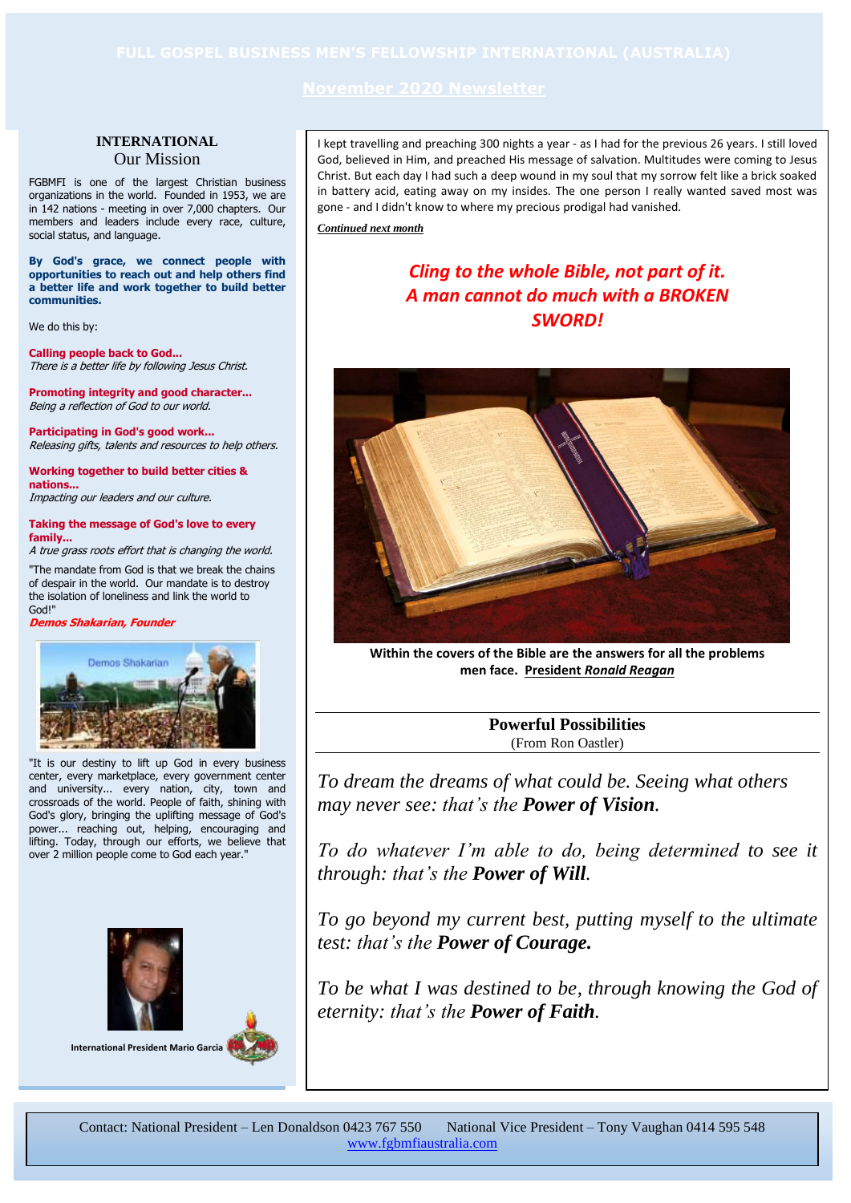# FULL GOSPEL BUSINESS MEN'S FELLOWSHIP INTERNATIONAL (AUSTRALIA)

## November 2020 Newsletter

### INTERNATIONAL
### Our Mission

FGBMFI is one of the largest Christian business organizations in the world. Founded in 1953, we are in 142 nations - meeting in over 7,000 chapters. Our members and leaders include every race, culture, social status, and language.

**By God's grace, we connect people with opportunities to reach out and help others find a better life and work together to build better communities.**

We do this by:

**Calling people back to God...**
*There is a better life by following Jesus Christ.*

**Promoting integrity and good character...**
*Being a reflection of God to our world.*

**Participating in God's good work...**
*Releasing gifts, talents and resources to help others.*

**Working together to build better cities & nations...**
*Impacting our leaders and our culture.*

**Taking the message of God's love to every family...**
*A true grass roots effort that is changing the world.*

"The mandate from God is that we break the chains of despair in the world. Our mandate is to destroy the isolation of loneliness and link the world to God!"
***Demos Shakarian, Founder***

Demos Shakarian

"It is our destiny to lift up God in every business center, every marketplace, every government center and university... every nation, city, town and crossroads of the world. People of faith, shining with God's glory, bringing the uplifting message of God's power... reaching out, helping, encouraging and lifting. Today, through our efforts, we believe that over 2 million people come to God each year."

**International President Mario Garcia**

I kept travelling and preaching 300 nights a year - as I had for the previous 26 years. I still loved God, believed in Him, and preached His message of salvation. Multitudes were coming to Jesus Christ. But each day I had such a deep wound in my soul that my sorrow felt like a brick soaked in battery acid, eating away on my insides. The one person I really wanted saved most was gone - and I didn't know to where my precious prodigal had vanished.

***Continued next month***

***Cling to the whole Bible, not part of it.***
***A man cannot do much with a BROKEN SWORD!***

**Within the covers of the Bible are the answers for all the problems men face. President *Ronald Reagan***

### Powerful Possibilities
(From Ron Oastler)

*To dream the dreams of what could be. Seeing what others may never see: that's the **Power of Vision**.*

*To do whatever I'm able to do, being determined to see it through: that's the **Power of Will**.*

*To go beyond my current best, putting myself to the ultimate test: that's the **Power of Courage.***

*To be what I was destined to be, through knowing the God of eternity: that's the **Power of Faith**.*

Contact: National President – Len Donaldson 0423 767 550 National Vice President – Tony Vaughan 0414 595 548
www.fgbmfiaustralia.com